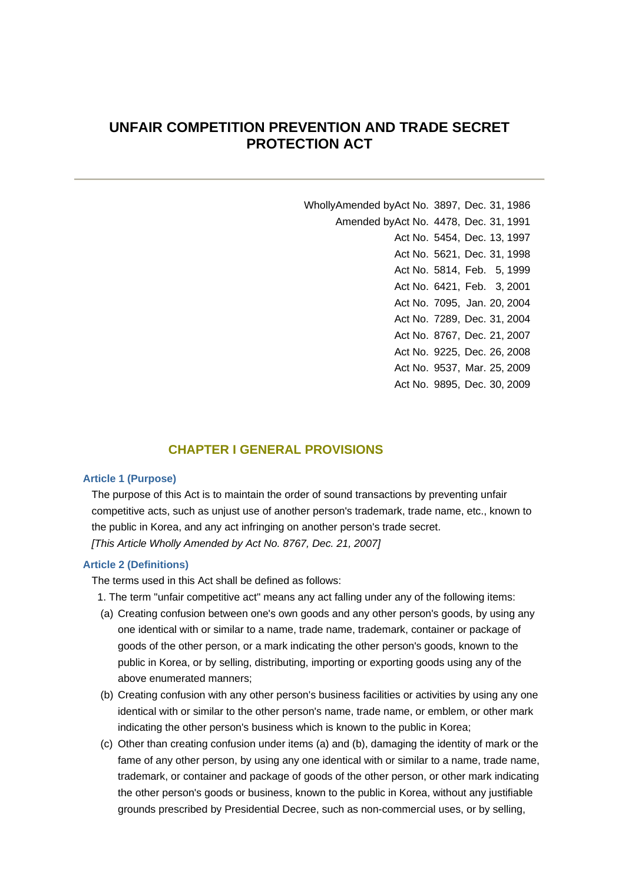# UNFAIR COMPETITION PREVENTION AND TRADE SECRET PROTECTION ACT

---

WhollyAmended byAct No. 3897, Dec. 31, 1986
Amended byAct No. 4478, Dec. 31, 1991
Act No. 5454, Dec. 13, 1997
Act No. 5621, Dec. 31, 1998
Act No. 5814, Feb. 5, 1999
Act No. 6421, Feb. 3, 2001
Act No. 7095, Jan. 20, 2004
Act No. 7289, Dec. 31, 2004
Act No. 8767, Dec. 21, 2007
Act No. 9225, Dec. 26, 2008
Act No. 9537, Mar. 25, 2009
Act No. 9895, Dec. 30, 2009

## CHAPTER I GENERAL PROVISIONS

### Article 1 (Purpose)

The purpose of this Act is to maintain the order of sound transactions by preventing unfair competitive acts, such as unjust use of another person's trademark, trade name, etc., known to the public in Korea, and any act infringing on another person's trade secret.
*[This Article Wholly Amended by Act No. 8767, Dec. 21, 2007]*

### Article 2 (Definitions)

The terms used in this Act shall be defined as follows:

1. The term "unfair competitive act" means any act falling under any of the following items:
   - (a) Creating confusion between one's own goods and any other person's goods, by using any one identical with or similar to a name, trade name, trademark, container or package of goods of the other person, or a mark indicating the other person's goods, known to the public in Korea, or by selling, distributing, importing or exporting goods using any of the above enumerated manners;
   - (b) Creating confusion with any other person's business facilities or activities by using any one identical with or similar to the other person's name, trade name, or emblem, or other mark indicating the other person's business which is known to the public in Korea;
   - (c) Other than creating confusion under items (a) and (b), damaging the identity of mark or the fame of any other person, by using any one identical with or similar to a name, trade name, trademark, or container and package of goods of the other person, or other mark indicating the other person's goods or business, known to the public in Korea, without any justifiable grounds prescribed by Presidential Decree, such as non-commercial uses, or by selling,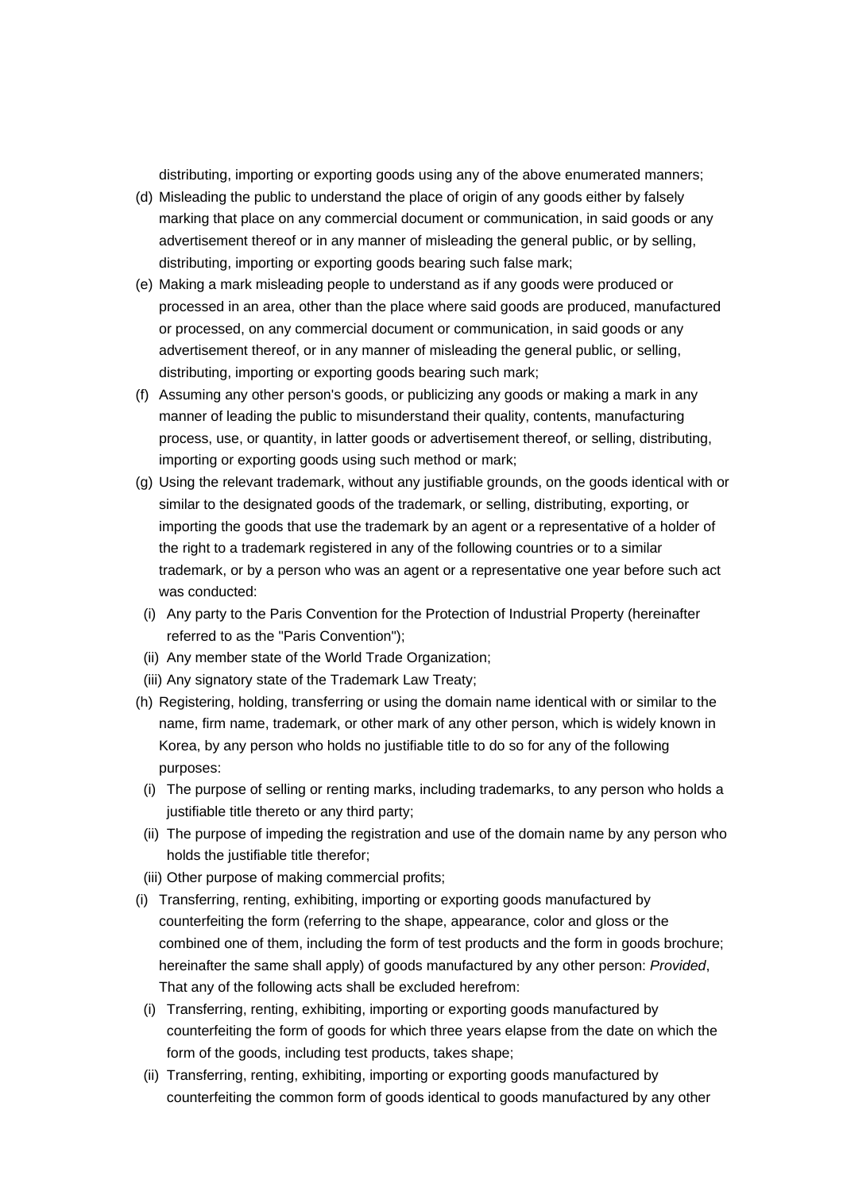distributing, importing or exporting goods using any of the above enumerated manners;

(d) Misleading the public to understand the place of origin of any goods either by falsely marking that place on any commercial document or communication, in said goods or any advertisement thereof or in any manner of misleading the general public, or by selling, distributing, importing or exporting goods bearing such false mark;

(e) Making a mark misleading people to understand as if any goods were produced or processed in an area, other than the place where said goods are produced, manufactured or processed, on any commercial document or communication, in said goods or any advertisement thereof, or in any manner of misleading the general public, or selling, distributing, importing or exporting goods bearing such mark;

(f) Assuming any other person's goods, or publicizing any goods or making a mark in any manner of leading the public to misunderstand their quality, contents, manufacturing process, use, or quantity, in latter goods or advertisement thereof, or selling, distributing, importing or exporting goods using such method or mark;

(g) Using the relevant trademark, without any justifiable grounds, on the goods identical with or similar to the designated goods of the trademark, or selling, distributing, exporting, or importing the goods that use the trademark by an agent or a representative of a holder of the right to a trademark registered in any of the following countries or to a similar trademark, or by a person who was an agent or a representative one year before such act was conducted:

  (i) Any party to the Paris Convention for the Protection of Industrial Property (hereinafter referred to as the "Paris Convention");

  (ii) Any member state of the World Trade Organization;

  (iii) Any signatory state of the Trademark Law Treaty;

(h) Registering, holding, transferring or using the domain name identical with or similar to the name, firm name, trademark, or other mark of any other person, which is widely known in Korea, by any person who holds no justifiable title to do so for any of the following purposes:

  (i) The purpose of selling or renting marks, including trademarks, to any person who holds a justifiable title thereto or any third party;

  (ii) The purpose of impeding the registration and use of the domain name by any person who holds the justifiable title therefor;

  (iii) Other purpose of making commercial profits;

(i) Transferring, renting, exhibiting, importing or exporting goods manufactured by counterfeiting the form (referring to the shape, appearance, color and gloss or the combined one of them, including the form of test products and the form in goods brochure; hereinafter the same shall apply) of goods manufactured by any other person: *Provided*, That any of the following acts shall be excluded herefrom:

  (i) Transferring, renting, exhibiting, importing or exporting goods manufactured by counterfeiting the form of goods for which three years elapse from the date on which the form of the goods, including test products, takes shape;

  (ii) Transferring, renting, exhibiting, importing or exporting goods manufactured by counterfeiting the common form of goods identical to goods manufactured by any other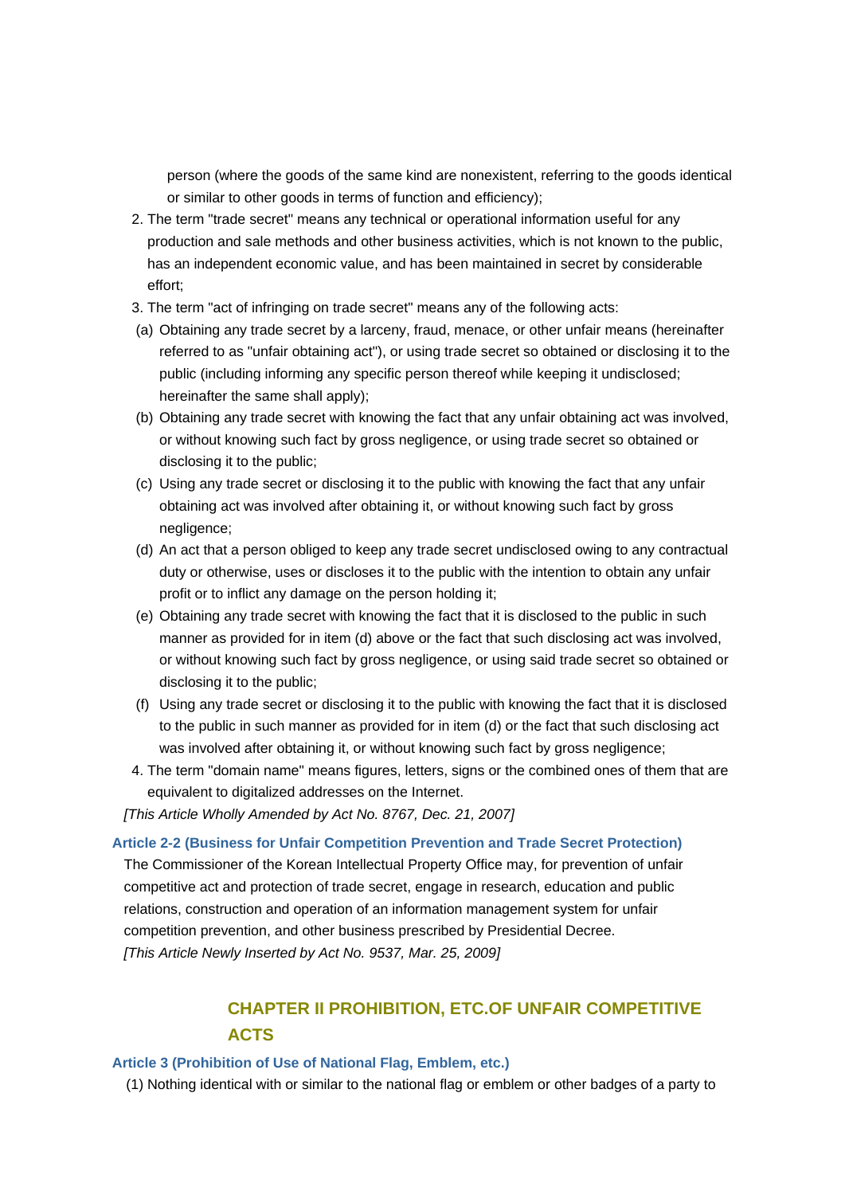person (where the goods of the same kind are nonexistent, referring to the goods identical or similar to other goods in terms of function and efficiency);

2. The term "trade secret" means any technical or operational information useful for any production and sale methods and other business activities, which is not known to the public, has an independent economic value, and has been maintained in secret by considerable effort;
3. The term "act of infringing on trade secret" means any of the following acts:

(a) Obtaining any trade secret by a larceny, fraud, menace, or other unfair means (hereinafter referred to as "unfair obtaining act"), or using trade secret so obtained or disclosing it to the public (including informing any specific person thereof while keeping it undisclosed; hereinafter the same shall apply);

(b) Obtaining any trade secret with knowing the fact that any unfair obtaining act was involved, or without knowing such fact by gross negligence, or using trade secret so obtained or disclosing it to the public;

(c) Using any trade secret or disclosing it to the public with knowing the fact that any unfair obtaining act was involved after obtaining it, or without knowing such fact by gross negligence;

(d) An act that a person obliged to keep any trade secret undisclosed owing to any contractual duty or otherwise, uses or discloses it to the public with the intention to obtain any unfair profit or to inflict any damage on the person holding it;

(e) Obtaining any trade secret with knowing the fact that it is disclosed to the public in such manner as provided for in item (d) above or the fact that such disclosing act was involved, or without knowing such fact by gross negligence, or using said trade secret so obtained or disclosing it to the public;

(f) Using any trade secret or disclosing it to the public with knowing the fact that it is disclosed to the public in such manner as provided for in item (d) or the fact that such disclosing act was involved after obtaining it, or without knowing such fact by gross negligence;

4. The term "domain name" means figures, letters, signs or the combined ones of them that are equivalent to digitalized addresses on the Internet.

*[This Article Wholly Amended by Act No. 8767, Dec. 21, 2007]*

### Article 2-2 (Business for Unfair Competition Prevention and Trade Secret Protection)

The Commissioner of the Korean Intellectual Property Office may, for prevention of unfair competitive act and protection of trade secret, engage in research, education and public relations, construction and operation of an information management system for unfair competition prevention, and other business prescribed by Presidential Decree.

*[This Article Newly Inserted by Act No. 9537, Mar. 25, 2009]*

## CHAPTER II PROHIBITION, ETC.OF UNFAIR COMPETITIVE ACTS

### Article 3 (Prohibition of Use of National Flag, Emblem, etc.)

(1) Nothing identical with or similar to the national flag or emblem or other badges of a party to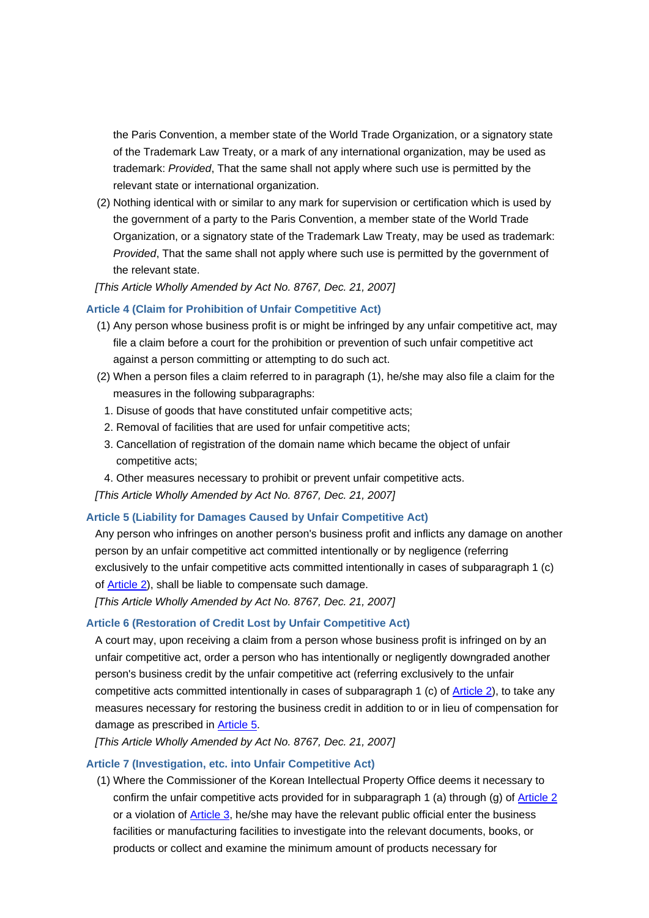the Paris Convention, a member state of the World Trade Organization, or a signatory state of the Trademark Law Treaty, or a mark of any international organization, may be used as trademark: *Provided*, That the same shall not apply where such use is permitted by the relevant state or international organization.

(2) Nothing identical with or similar to any mark for supervision or certification which is used by the government of a party to the Paris Convention, a member state of the World Trade Organization, or a signatory state of the Trademark Law Treaty, may be used as trademark: *Provided*, That the same shall not apply where such use is permitted by the government of the relevant state.

*[This Article Wholly Amended by Act No. 8767, Dec. 21, 2007]*

### Article 4 (Claim for Prohibition of Unfair Competitive Act)

(1) Any person whose business profit is or might be infringed by any unfair competitive act, may file a claim before a court for the prohibition or prevention of such unfair competitive act against a person committing or attempting to do such act.

(2) When a person files a claim referred to in paragraph (1), he/she may also file a claim for the measures in the following subparagraphs:

1. Disuse of goods that have constituted unfair competitive acts;
2. Removal of facilities that are used for unfair competitive acts;
3. Cancellation of registration of the domain name which became the object of unfair competitive acts;
4. Other measures necessary to prohibit or prevent unfair competitive acts.

*[This Article Wholly Amended by Act No. 8767, Dec. 21, 2007]*

### Article 5 (Liability for Damages Caused by Unfair Competitive Act)

Any person who infringes on another person's business profit and inflicts any damage on another person by an unfair competitive act committed intentionally or by negligence (referring exclusively to the unfair competitive acts committed intentionally in cases of subparagraph 1 (c) of Article 2), shall be liable to compensate such damage.

*[This Article Wholly Amended by Act No. 8767, Dec. 21, 2007]*

### Article 6 (Restoration of Credit Lost by Unfair Competitive Act)

A court may, upon receiving a claim from a person whose business profit is infringed on by an unfair competitive act, order a person who has intentionally or negligently downgraded another person's business credit by the unfair competitive act (referring exclusively to the unfair competitive acts committed intentionally in cases of subparagraph 1 (c) of Article 2), to take any measures necessary for restoring the business credit in addition to or in lieu of compensation for damage as prescribed in Article 5.

*[This Article Wholly Amended by Act No. 8767, Dec. 21, 2007]*

### Article 7 (Investigation, etc. into Unfair Competitive Act)

(1) Where the Commissioner of the Korean Intellectual Property Office deems it necessary to confirm the unfair competitive acts provided for in subparagraph 1 (a) through (g) of Article 2 or a violation of Article 3, he/she may have the relevant public official enter the business facilities or manufacturing facilities to investigate into the relevant documents, books, or products or collect and examine the minimum amount of products necessary for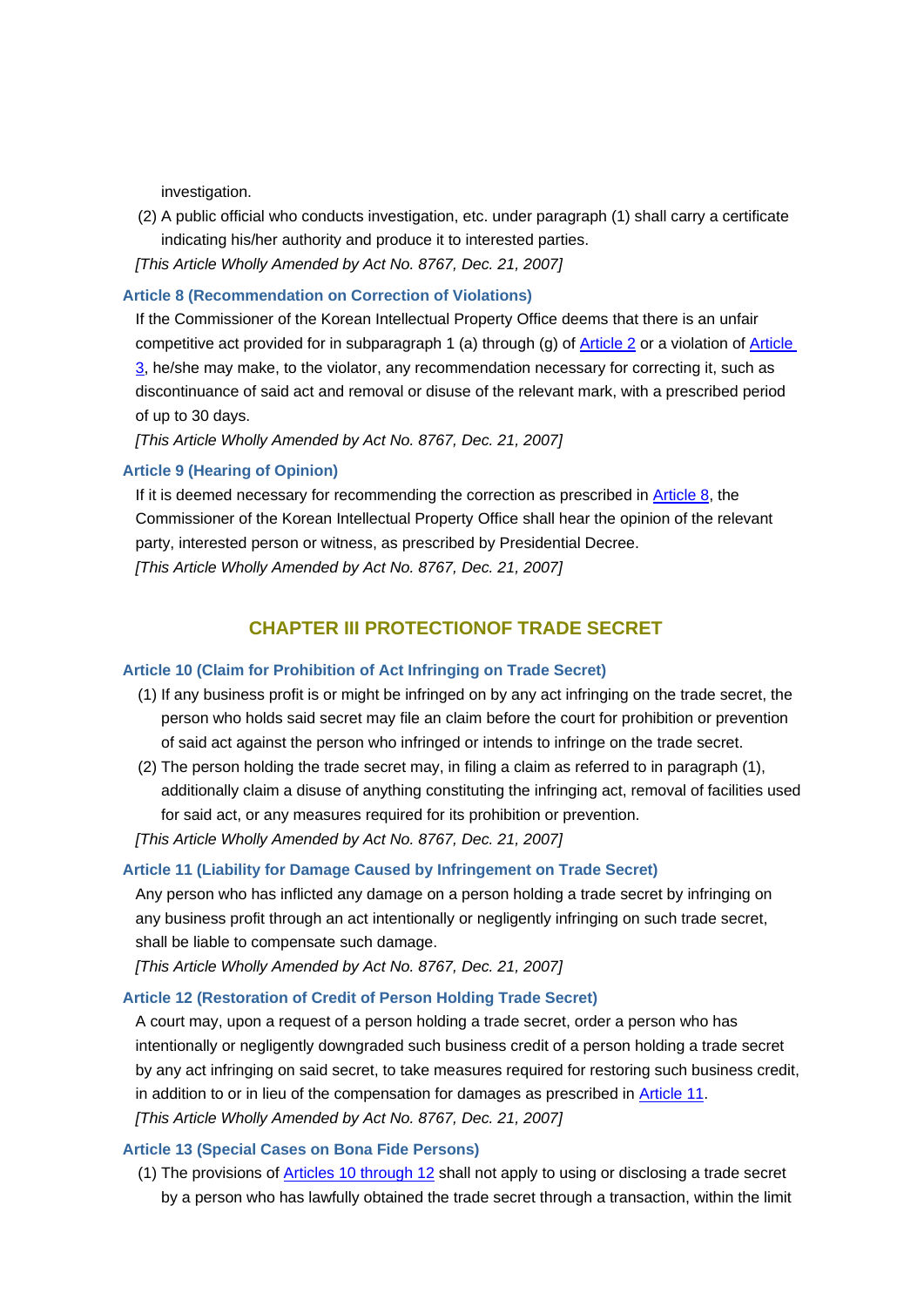investigation.

(2) A public official who conducts investigation, etc. under paragraph (1) shall carry a certificate indicating his/her authority and produce it to interested parties.

*[This Article Wholly Amended by Act No. 8767, Dec. 21, 2007]*

### Article 8 (Recommendation on Correction of Violations)

If the Commissioner of the Korean Intellectual Property Office deems that there is an unfair competitive act provided for in subparagraph 1 (a) through (g) of Article 2 or a violation of Article 3, he/she may make, to the violator, any recommendation necessary for correcting it, such as discontinuance of said act and removal or disuse of the relevant mark, with a prescribed period of up to 30 days.

*[This Article Wholly Amended by Act No. 8767, Dec. 21, 2007]*

### Article 9 (Hearing of Opinion)

If it is deemed necessary for recommending the correction as prescribed in Article 8, the Commissioner of the Korean Intellectual Property Office shall hear the opinion of the relevant party, interested person or witness, as prescribed by Presidential Decree.

*[This Article Wholly Amended by Act No. 8767, Dec. 21, 2007]*

## CHAPTER III PROTECTIONOF TRADE SECRET

### Article 10 (Claim for Prohibition of Act Infringing on Trade Secret)

(1) If any business profit is or might be infringed on by any act infringing on the trade secret, the person who holds said secret may file an claim before the court for prohibition or prevention of said act against the person who infringed or intends to infringe on the trade secret.

(2) The person holding the trade secret may, in filing a claim as referred to in paragraph (1), additionally claim a disuse of anything constituting the infringing act, removal of facilities used for said act, or any measures required for its prohibition or prevention.

*[This Article Wholly Amended by Act No. 8767, Dec. 21, 2007]*

### Article 11 (Liability for Damage Caused by Infringement on Trade Secret)

Any person who has inflicted any damage on a person holding a trade secret by infringing on any business profit through an act intentionally or negligently infringing on such trade secret, shall be liable to compensate such damage.

*[This Article Wholly Amended by Act No. 8767, Dec. 21, 2007]*

### Article 12 (Restoration of Credit of Person Holding Trade Secret)

A court may, upon a request of a person holding a trade secret, order a person who has intentionally or negligently downgraded such business credit of a person holding a trade secret by any act infringing on said secret, to take measures required for restoring such business credit, in addition to or in lieu of the compensation for damages as prescribed in Article 11.

*[This Article Wholly Amended by Act No. 8767, Dec. 21, 2007]*

### Article 13 (Special Cases on Bona Fide Persons)

(1) The provisions of Articles 10 through 12 shall not apply to using or disclosing a trade secret by a person who has lawfully obtained the trade secret through a transaction, within the limit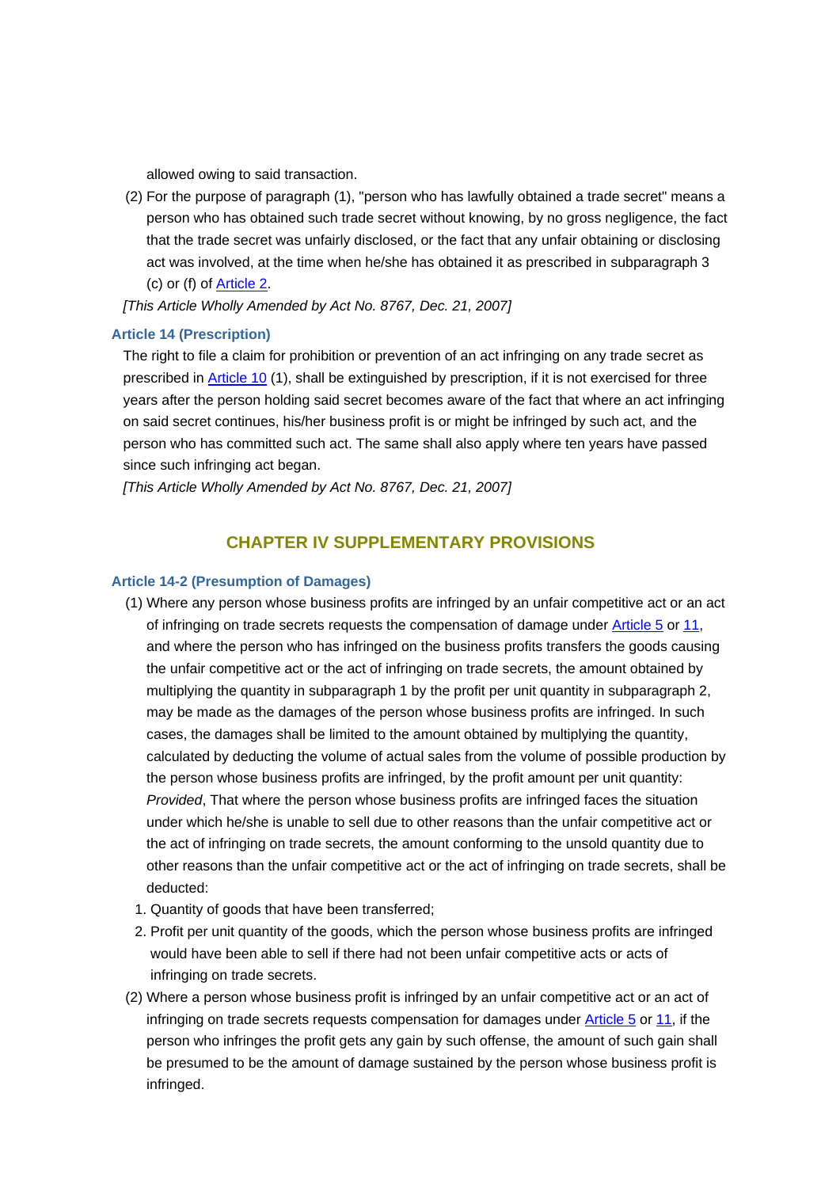allowed owing to said transaction.

(2) For the purpose of paragraph (1), "person who has lawfully obtained a trade secret" means a person who has obtained such trade secret without knowing, by no gross negligence, the fact that the trade secret was unfairly disclosed, or the fact that any unfair obtaining or disclosing act was involved, at the time when he/she has obtained it as prescribed in subparagraph 3 (c) or (f) of Article 2.

*[This Article Wholly Amended by Act No. 8767, Dec. 21, 2007]*

### Article 14 (Prescription)

The right to file a claim for prohibition or prevention of an act infringing on any trade secret as prescribed in Article 10 (1), shall be extinguished by prescription, if it is not exercised for three years after the person holding said secret becomes aware of the fact that where an act infringing on said secret continues, his/her business profit is or might be infringed by such act, and the person who has committed such act. The same shall also apply where ten years have passed since such infringing act began.

*[This Article Wholly Amended by Act No. 8767, Dec. 21, 2007]*

## CHAPTER IV SUPPLEMENTARY PROVISIONS

### Article 14-2 (Presumption of Damages)

(1) Where any person whose business profits are infringed by an unfair competitive act or an act of infringing on trade secrets requests the compensation of damage under Article 5 or 11, and where the person who has infringed on the business profits transfers the goods causing the unfair competitive act or the act of infringing on trade secrets, the amount obtained by multiplying the quantity in subparagraph 1 by the profit per unit quantity in subparagraph 2, may be made as the damages of the person whose business profits are infringed. In such cases, the damages shall be limited to the amount obtained by multiplying the quantity, calculated by deducting the volume of actual sales from the volume of possible production by the person whose business profits are infringed, by the profit amount per unit quantity: *Provided*, That where the person whose business profits are infringed faces the situation under which he/she is unable to sell due to other reasons than the unfair competitive act or the act of infringing on trade secrets, the amount conforming to the unsold quantity due to other reasons than the unfair competitive act or the act of infringing on trade secrets, shall be deducted:

1. Quantity of goods that have been transferred;
2. Profit per unit quantity of the goods, which the person whose business profits are infringed would have been able to sell if there had not been unfair competitive acts or acts of infringing on trade secrets.

(2) Where a person whose business profit is infringed by an unfair competitive act or an act of infringing on trade secrets requests compensation for damages under Article 5 or 11, if the person who infringes the profit gets any gain by such offense, the amount of such gain shall be presumed to be the amount of damage sustained by the person whose business profit is infringed.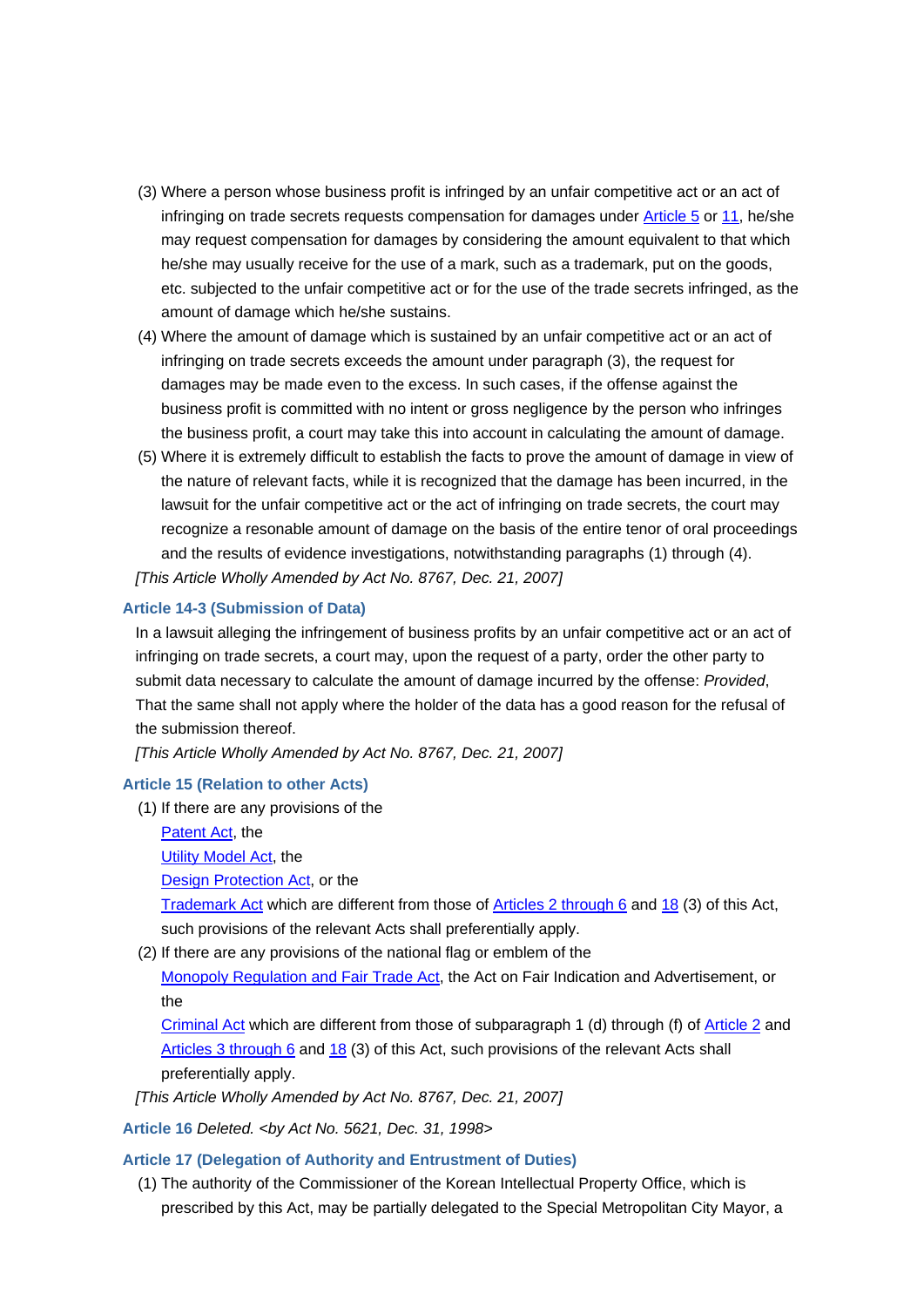(3) Where a person whose business profit is infringed by an unfair competitive act or an act of infringing on trade secrets requests compensation for damages under Article 5 or 11, he/she may request compensation for damages by considering the amount equivalent to that which he/she may usually receive for the use of a mark, such as a trademark, put on the goods, etc. subjected to the unfair competitive act or for the use of the trade secrets infringed, as the amount of damage which he/she sustains.

(4) Where the amount of damage which is sustained by an unfair competitive act or an act of infringing on trade secrets exceeds the amount under paragraph (3), the request for damages may be made even to the excess. In such cases, if the offense against the business profit is committed with no intent or gross negligence by the person who infringes the business profit, a court may take this into account in calculating the amount of damage.

(5) Where it is extremely difficult to establish the facts to prove the amount of damage in view of the nature of relevant facts, while it is recognized that the damage has been incurred, in the lawsuit for the unfair competitive act or the act of infringing on trade secrets, the court may recognize a resonable amount of damage on the basis of the entire tenor of oral proceedings and the results of evidence investigations, notwithstanding paragraphs (1) through (4).

*[This Article Wholly Amended by Act No. 8767, Dec. 21, 2007]*

### Article 14-3 (Submission of Data)

In a lawsuit alleging the infringement of business profits by an unfair competitive act or an act of infringing on trade secrets, a court may, upon the request of a party, order the other party to submit data necessary to calculate the amount of damage incurred by the offense: *Provided*, That the same shall not apply where the holder of the data has a good reason for the refusal of the submission thereof.

*[This Article Wholly Amended by Act No. 8767, Dec. 21, 2007]*

### Article 15 (Relation to other Acts)

(1) If there are any provisions of the Patent Act, the Utility Model Act, the Design Protection Act, or the Trademark Act which are different from those of Articles 2 through 6 and 18 (3) of this Act, such provisions of the relevant Acts shall preferentially apply.

(2) If there are any provisions of the national flag or emblem of the Monopoly Regulation and Fair Trade Act, the Act on Fair Indication and Advertisement, or the Criminal Act which are different from those of subparagraph 1 (d) through (f) of Article 2 and Articles 3 through 6 and 18 (3) of this Act, such provisions of the relevant Acts shall preferentially apply.

*[This Article Wholly Amended by Act No. 8767, Dec. 21, 2007]*

### Article 16 *Deleted. <by Act No. 5621, Dec. 31, 1998>*

### Article 17 (Delegation of Authority and Entrustment of Duties)

(1) The authority of the Commissioner of the Korean Intellectual Property Office, which is prescribed by this Act, may be partially delegated to the Special Metropolitan City Mayor, a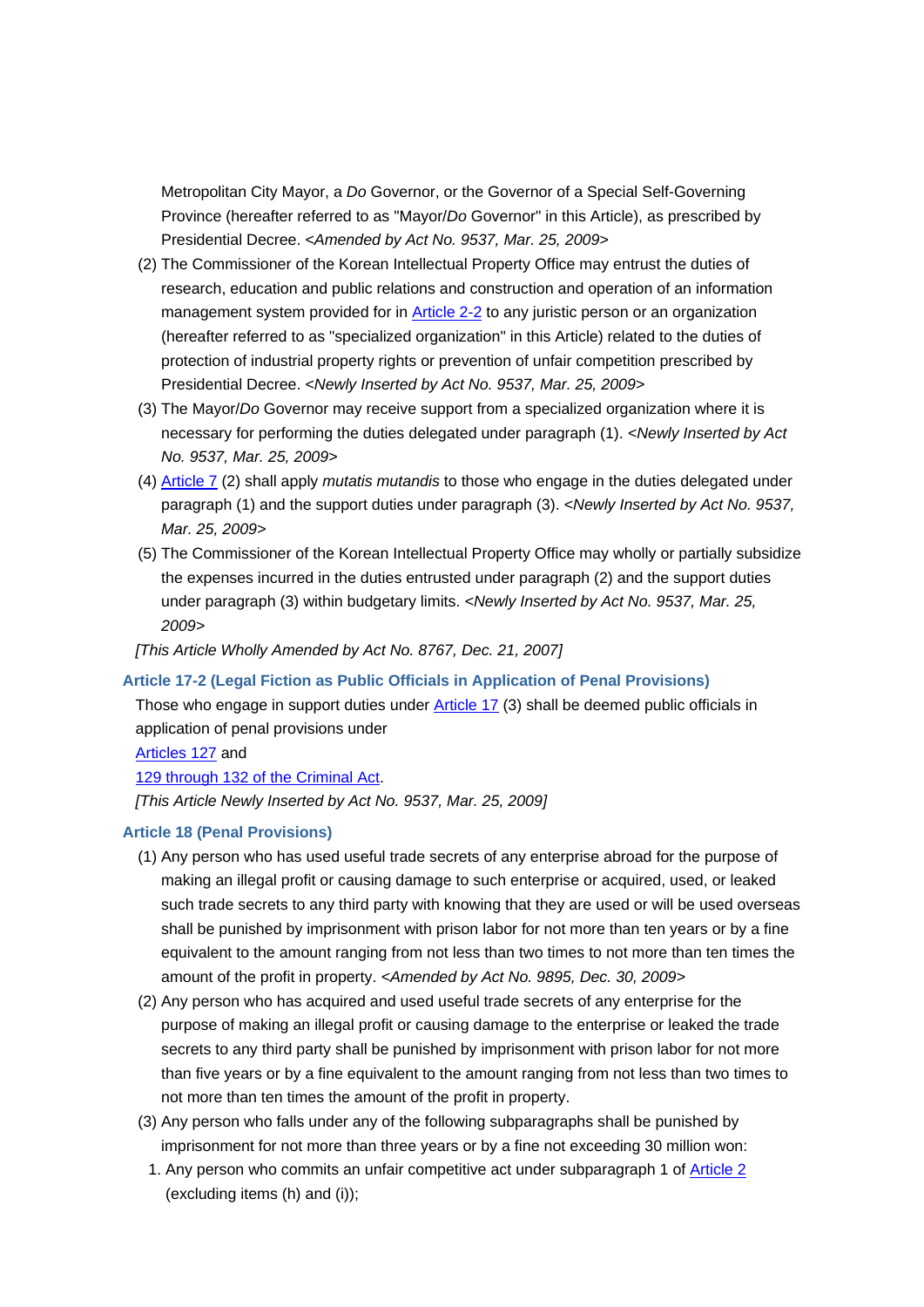Metropolitan City Mayor, a *Do* Governor, or the Governor of a Special Self-Governing Province (hereafter referred to as "Mayor/*Do* Governor" in this Article), as prescribed by Presidential Decree. <*Amended by Act No. 9537, Mar. 25, 2009*>

(2) The Commissioner of the Korean Intellectual Property Office may entrust the duties of research, education and public relations and construction and operation of an information management system provided for in Article 2-2 to any juristic person or an organization (hereafter referred to as "specialized organization" in this Article) related to the duties of protection of industrial property rights or prevention of unfair competition prescribed by Presidential Decree. <*Newly Inserted by Act No. 9537, Mar. 25, 2009*>

(3) The Mayor/*Do* Governor may receive support from a specialized organization where it is necessary for performing the duties delegated under paragraph (1). <*Newly Inserted by Act No. 9537, Mar. 25, 2009*>

(4) Article 7 (2) shall apply *mutatis mutandis* to those who engage in the duties delegated under paragraph (1) and the support duties under paragraph (3). <*Newly Inserted by Act No. 9537, Mar. 25, 2009*>

(5) The Commissioner of the Korean Intellectual Property Office may wholly or partially subsidize the expenses incurred in the duties entrusted under paragraph (2) and the support duties under paragraph (3) within budgetary limits. <*Newly Inserted by Act No. 9537, Mar. 25, 2009*>

*[This Article Wholly Amended by Act No. 8767, Dec. 21, 2007]*

### Article 17-2 (Legal Fiction as Public Officials in Application of Penal Provisions)

Those who engage in support duties under Article 17 (3) shall be deemed public officials in application of penal provisions under Articles 127 and 129 through 132 of the Criminal Act.

*[This Article Newly Inserted by Act No. 9537, Mar. 25, 2009]*

### Article 18 (Penal Provisions)

(1) Any person who has used useful trade secrets of any enterprise abroad for the purpose of making an illegal profit or causing damage to such enterprise or acquired, used, or leaked such trade secrets to any third party with knowing that they are used or will be used overseas shall be punished by imprisonment with prison labor for not more than ten years or by a fine equivalent to the amount ranging from not less than two times to not more than ten times the amount of the profit in property. <*Amended by Act No. 9895, Dec. 30, 2009*>

(2) Any person who has acquired and used useful trade secrets of any enterprise for the purpose of making an illegal profit or causing damage to the enterprise or leaked the trade secrets to any third party shall be punished by imprisonment with prison labor for not more than five years or by a fine equivalent to the amount ranging from not less than two times to not more than ten times the amount of the profit in property.

(3) Any person who falls under any of the following subparagraphs shall be punished by imprisonment for not more than three years or by a fine not exceeding 30 million won:

1. Any person who commits an unfair competitive act under subparagraph 1 of Article 2 (excluding items (h) and (i));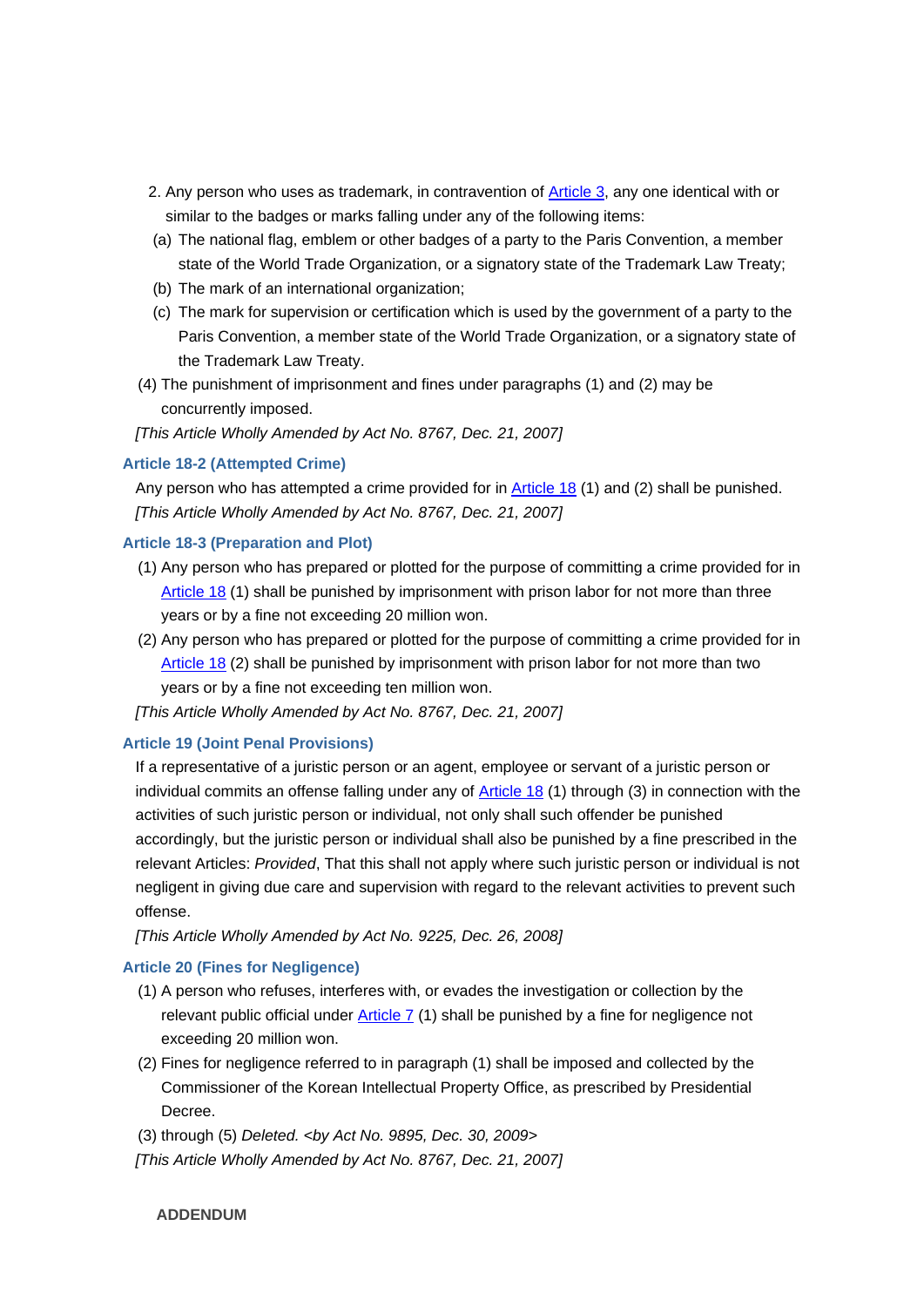2. Any person who uses as trademark, in contravention of Article 3, any one identical with or similar to the badges or marks falling under any of the following items:

(a) The national flag, emblem or other badges of a party to the Paris Convention, a member state of the World Trade Organization, or a signatory state of the Trademark Law Treaty;

(b) The mark of an international organization;

(c) The mark for supervision or certification which is used by the government of a party to the Paris Convention, a member state of the World Trade Organization, or a signatory state of the Trademark Law Treaty.

(4) The punishment of imprisonment and fines under paragraphs (1) and (2) may be concurrently imposed.

*[This Article Wholly Amended by Act No. 8767, Dec. 21, 2007]*

### Article 18-2 (Attempted Crime)

Any person who has attempted a crime provided for in Article 18 (1) and (2) shall be punished.

*[This Article Wholly Amended by Act No. 8767, Dec. 21, 2007]*

### Article 18-3 (Preparation and Plot)

(1) Any person who has prepared or plotted for the purpose of committing a crime provided for in Article 18 (1) shall be punished by imprisonment with prison labor for not more than three years or by a fine not exceeding 20 million won.

(2) Any person who has prepared or plotted for the purpose of committing a crime provided for in Article 18 (2) shall be punished by imprisonment with prison labor for not more than two years or by a fine not exceeding ten million won.

*[This Article Wholly Amended by Act No. 8767, Dec. 21, 2007]*

### Article 19 (Joint Penal Provisions)

If a representative of a juristic person or an agent, employee or servant of a juristic person or individual commits an offense falling under any of Article 18 (1) through (3) in connection with the activities of such juristic person or individual, not only shall such offender be punished accordingly, but the juristic person or individual shall also be punished by a fine prescribed in the relevant Articles: *Provided*, That this shall not apply where such juristic person or individual is not negligent in giving due care and supervision with regard to the relevant activities to prevent such offense.

*[This Article Wholly Amended by Act No. 9225, Dec. 26, 2008]*

### Article 20 (Fines for Negligence)

(1) A person who refuses, interferes with, or evades the investigation or collection by the relevant public official under Article 7 (1) shall be punished by a fine for negligence not exceeding 20 million won.

(2) Fines for negligence referred to in paragraph (1) shall be imposed and collected by the Commissioner of the Korean Intellectual Property Office, as prescribed by Presidential Decree.

(3) through (5) *Deleted. <by Act No. 9895, Dec. 30, 2009>*

*[This Article Wholly Amended by Act No. 8767, Dec. 21, 2007]*

## ADDENDUM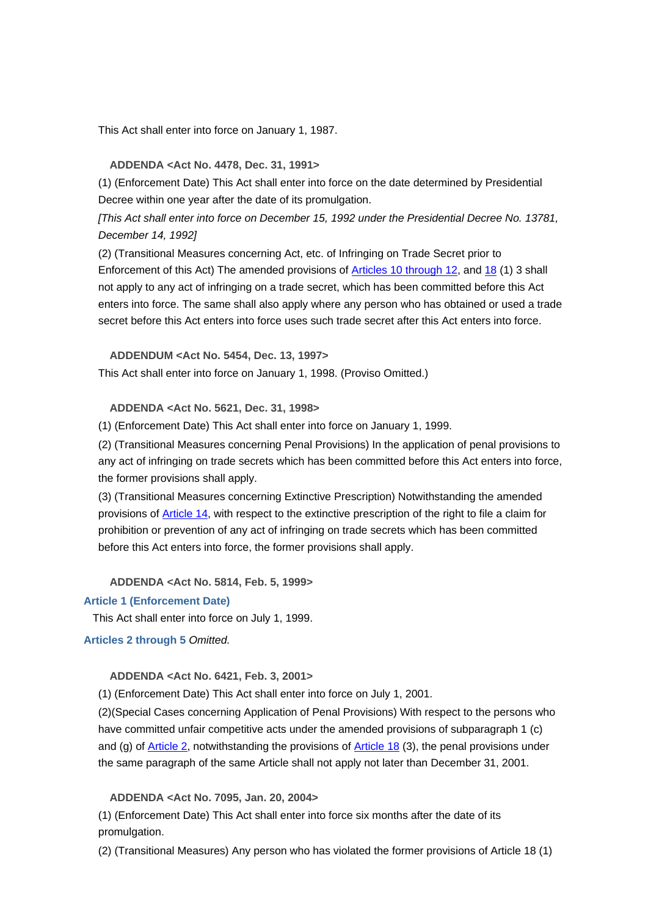This Act shall enter into force on January 1, 1987.

**ADDENDA <Act No. 4478, Dec. 31, 1991>**

(1) (Enforcement Date) This Act shall enter into force on the date determined by Presidential Decree within one year after the date of its promulgation.

*[This Act shall enter into force on December 15, 1992 under the Presidential Decree No. 13781, December 14, 1992]*

(2) (Transitional Measures concerning Act, etc. of Infringing on Trade Secret prior to Enforcement of this Act) The amended provisions of Articles 10 through 12, and 18 (1) 3 shall not apply to any act of infringing on a trade secret, which has been committed before this Act enters into force. The same shall also apply where any person who has obtained or used a trade secret before this Act enters into force uses such trade secret after this Act enters into force.

**ADDENDUM <Act No. 5454, Dec. 13, 1997>**

This Act shall enter into force on January 1, 1998. (Proviso Omitted.)

**ADDENDA <Act No. 5621, Dec. 31, 1998>**

(1) (Enforcement Date) This Act shall enter into force on January 1, 1999.

(2) (Transitional Measures concerning Penal Provisions) In the application of penal provisions to any act of infringing on trade secrets which has been committed before this Act enters into force, the former provisions shall apply.

(3) (Transitional Measures concerning Extinctive Prescription) Notwithstanding the amended provisions of Article 14, with respect to the extinctive prescription of the right to file a claim for prohibition or prevention of any act of infringing on trade secrets which has been committed before this Act enters into force, the former provisions shall apply.

**ADDENDA <Act No. 5814, Feb. 5, 1999>**

**Article 1 (Enforcement Date)**

This Act shall enter into force on July 1, 1999.

**Articles 2 through 5** *Omitted.*

**ADDENDA <Act No. 6421, Feb. 3, 2001>**

(1) (Enforcement Date) This Act shall enter into force on July 1, 2001.

(2)(Special Cases concerning Application of Penal Provisions) With respect to the persons who have committed unfair competitive acts under the amended provisions of subparagraph 1 (c) and (g) of Article 2, notwithstanding the provisions of Article 18 (3), the penal provisions under the same paragraph of the same Article shall not apply not later than December 31, 2001.

**ADDENDA <Act No. 7095, Jan. 20, 2004>**

(1) (Enforcement Date) This Act shall enter into force six months after the date of its promulgation.

(2) (Transitional Measures) Any person who has violated the former provisions of Article 18 (1)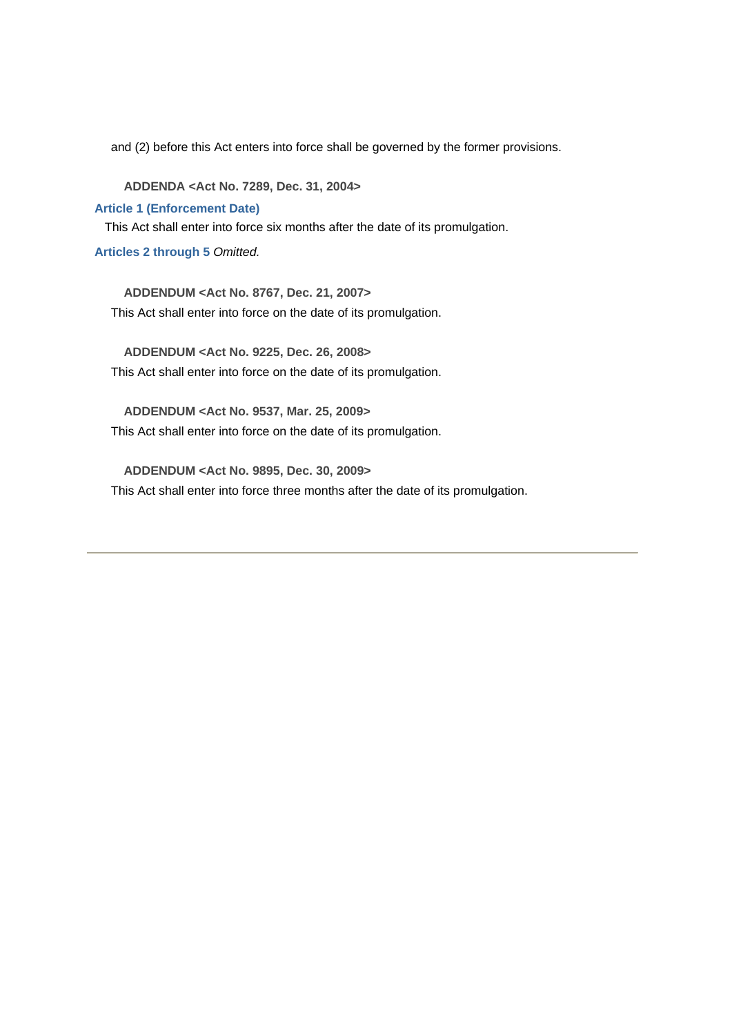and (2) before this Act enters into force shall be governed by the former provisions.

**ADDENDA <Act No. 7289, Dec. 31, 2004>**

**Article 1 (Enforcement Date)**

This Act shall enter into force six months after the date of its promulgation.

**Articles 2 through 5** *Omitted.*

**ADDENDUM <Act No. 8767, Dec. 21, 2007>**

This Act shall enter into force on the date of its promulgation.

**ADDENDUM <Act No. 9225, Dec. 26, 2008>**

This Act shall enter into force on the date of its promulgation.

**ADDENDUM <Act No. 9537, Mar. 25, 2009>**

This Act shall enter into force on the date of its promulgation.

**ADDENDUM <Act No. 9895, Dec. 30, 2009>**

This Act shall enter into force three months after the date of its promulgation.